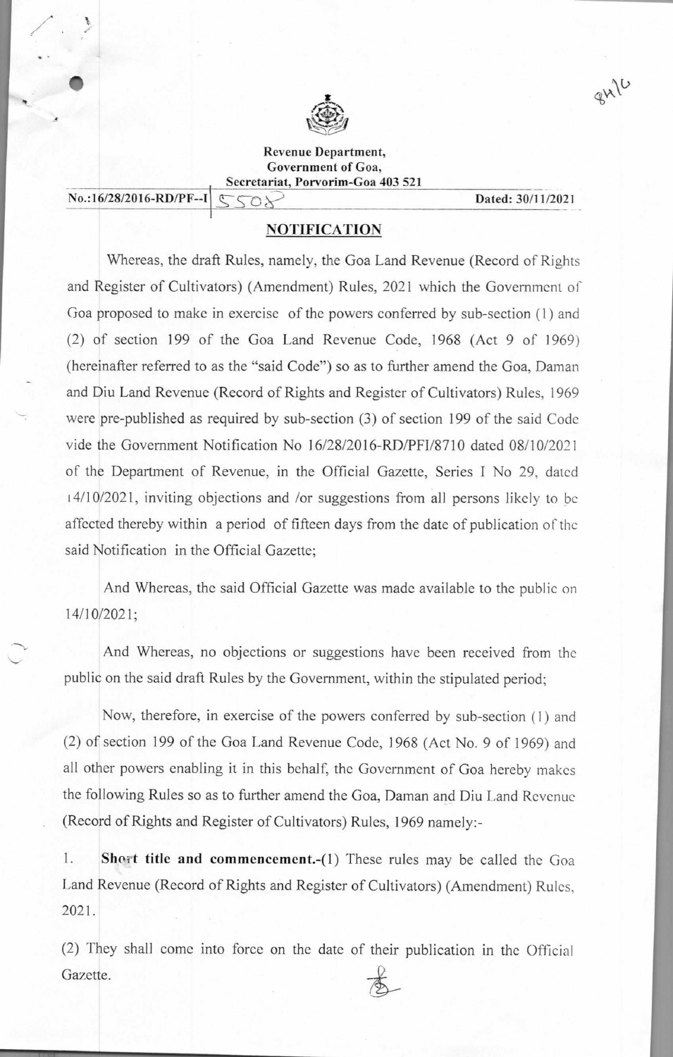Revenue Department,
Government of Goa,
Secretariat, Porvorim-Goa 403 521

No.:16/28/2016-RD/PF--I 5508 Dated: 30/11/2021

## NOTIFICATION

Whereas, the draft Rules, namely, the Goa Land Revenue (Record of Rights and Register of Cultivators) (Amendment) Rules, 2021 which the Government of Goa proposed to make in exercise of the powers conferred by sub-section (1) and (2) of section 199 of the Goa Land Revenue Code, 1968 (Act 9 of 1969) (hereinafter referred to as the "said Code") so as to further amend the Goa, Daman and Diu Land Revenue (Record of Rights and Register of Cultivators) Rules, 1969 were pre-published as required by sub-section (3) of section 199 of the said Code vide the Government Notification No 16/28/2016-RD/PFI/8710 dated 08/10/2021 of the Department of Revenue, in the Official Gazette, Series I No 29, dated 14/10/2021, inviting objections and /or suggestions from all persons likely to be affected thereby within a period of fifteen days from the date of publication of the said Notification in the Official Gazette;

And Whereas, the said Official Gazette was made available to the public on 14/10/2021;

And Whereas, no objections or suggestions have been received from the public on the said draft Rules by the Government, within the stipulated period;

Now, therefore, in exercise of the powers conferred by sub-section (1) and (2) of section 199 of the Goa Land Revenue Code, 1968 (Act No. 9 of 1969) and all other powers enabling it in this behalf, the Government of Goa hereby makes the following Rules so as to further amend the Goa, Daman and Diu Land Revenue (Record of Rights and Register of Cultivators) Rules, 1969 namely:-

1. **Short title and commencement.**-(1) These rules may be called the Goa Land Revenue (Record of Rights and Register of Cultivators) (Amendment) Rules, 2021.

(2) They shall come into force on the date of their publication in the Official Gazette.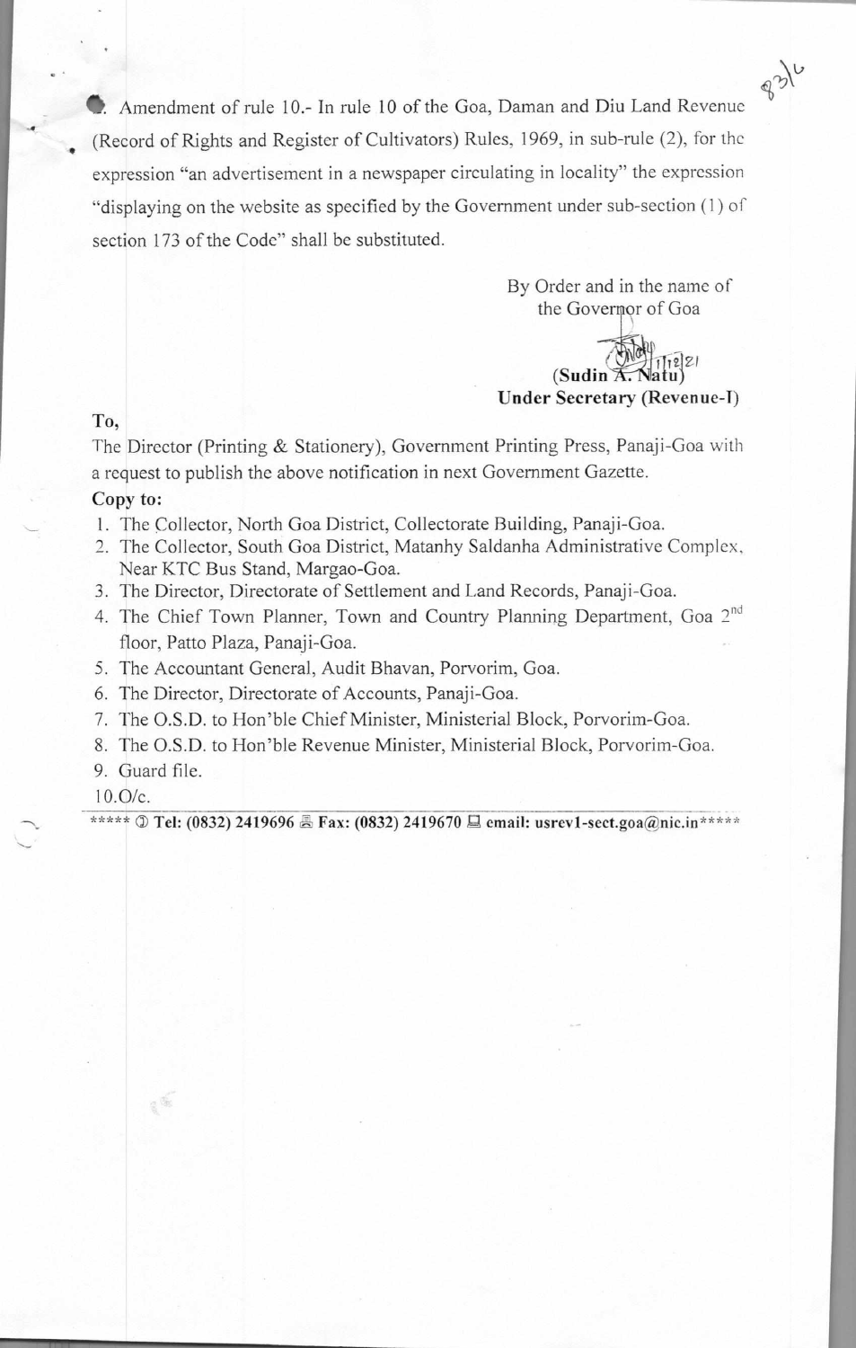. Amendment of rule 10.- In rule 10 of the Goa, Daman and Diu Land Revenue (Record of Rights and Register of Cultivators) Rules, 1969, in sub-rule (2), for the expression "an advertisement in a newspaper circulating in locality" the expression "displaying on the website as specified by the Government under sub-section (1) of section 173 of the Code" shall be substituted.

By Order and in the name of
the Governor of Goa

1/12/21
**(Sudin A. Natu)**
**Under Secretary (Revenue-I)**

**To,**

The Director (Printing & Stationery), Government Printing Press, Panaji-Goa with a request to publish the above notification in next Government Gazette.

**Copy to:**

1. The Collector, North Goa District, Collectorate Building, Panaji-Goa.
2. The Collector, South Goa District, Matanhy Saldanha Administrative Complex, Near KTC Bus Stand, Margao-Goa.
3. The Director, Directorate of Settlement and Land Records, Panaji-Goa.
4. The Chief Town Planner, Town and Country Planning Department, Goa 2nd floor, Patto Plaza, Panaji-Goa.
5. The Accountant General, Audit Bhavan, Porvorim, Goa.
6. The Director, Directorate of Accounts, Panaji-Goa.
7. The O.S.D. to Hon'ble Chief Minister, Ministerial Block, Porvorim-Goa.
8. The O.S.D. to Hon'ble Revenue Minister, Ministerial Block, Porvorim-Goa.
9. Guard file.
10. O/c.

***** **Tel: (0832) 2419696 Fax: (0832) 2419670 email: usrev1-sect.goa@nic.in** *****